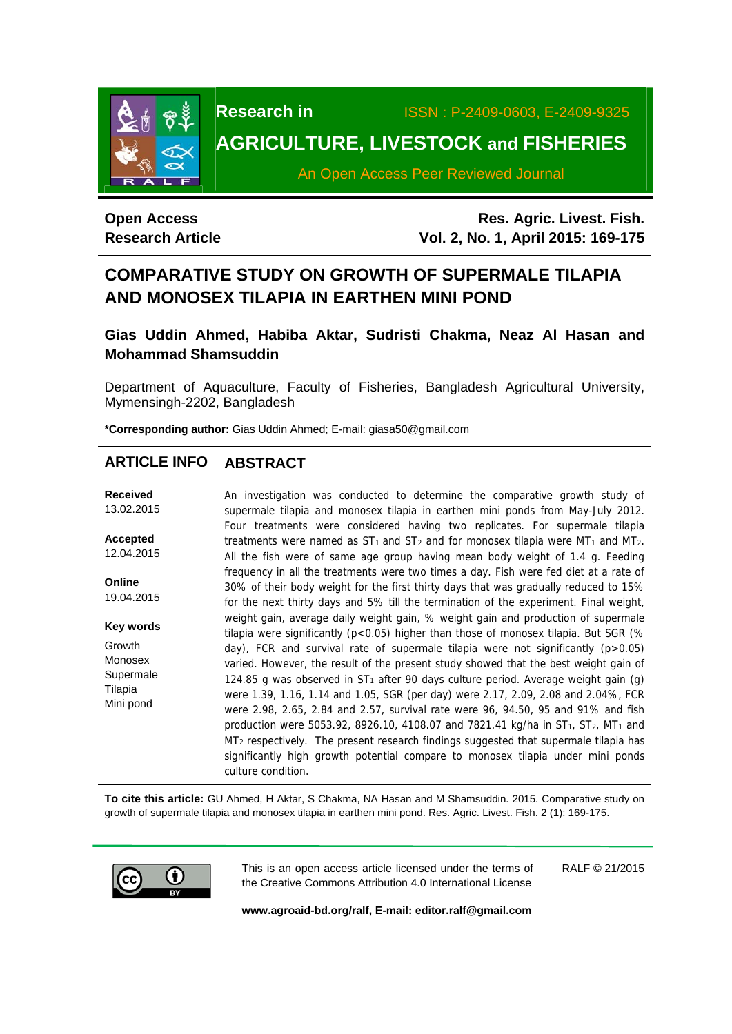**Research in** ISSN : P-2409-0603, E-2409-9325

**AGRICULTURE, LIVESTOCK and FISHERIES**

An Open Access Peer Reviewed Journal

**Open Access**
**Research Article**

**Res. Agric. Livest. Fish.**
**Vol. 2, No. 1, April 2015: 169-175**

# COMPARATIVE STUDY ON GROWTH OF SUPERMALE TILAPIA AND MONOSEX TILAPIA IN EARTHEN MINI POND

**Gias Uddin Ahmed, Habiba Aktar, Sudristi Chakma, Neaz Al Hasan and Mohammad Shamsuddin**

Department of Aquaculture, Faculty of Fisheries, Bangladesh Agricultural University, Mymensingh-2202, Bangladesh

**\*Corresponding author:** Gias Uddin Ahmed; E-mail: giasa50@gmail.com

## ARTICLE INFO

**Received**
13.02.2015

**Accepted**
12.04.2015

**Online**
19.04.2015

**Key words**
Growth
Monosex
Supermale
Tilapia
Mini pond

## ABSTRACT

An investigation was conducted to determine the comparative growth study of supermale tilapia and monosex tilapia in earthen mini ponds from May-July 2012. Four treatments were considered having two replicates. For supermale tilapia treatments were named as $ST_1$ and $ST_2$ and for monosex tilapia were $MT_1$ and $MT_2$. All the fish were of same age group having mean body weight of 1.4 g. Feeding frequency in all the treatments were two times a day. Fish were fed diet at a rate of 30% of their body weight for the first thirty days that was gradually reduced to 15% for the next thirty days and 5% till the termination of the experiment. Final weight, weight gain, average daily weight gain, % weight gain and production of supermale tilapia were significantly ($p<0.05$) higher than those of monosex tilapia. But SGR (% day), FCR and survival rate of supermale tilapia were not significantly ($p>0.05$) varied. However, the result of the present study showed that the best weight gain of 124.85 g was observed in $ST_1$ after 90 days culture period. Average weight gain (g) were 1.39, 1.16, 1.14 and 1.05, SGR (per day) were 2.17, 2.09, 2.08 and 2.04%, FCR were 2.98, 2.65, 2.84 and 2.57, survival rate were 96, 94.50, 95 and 91% and fish production were 5053.92, 8926.10, 4108.07 and 7821.41 kg/ha in $ST_1$, $ST_2$, $MT_1$ and $MT_2$ respectively. The present research findings suggested that supermale tilapia has significantly high growth potential compare to monosex tilapia under mini ponds culture condition.

**To cite this article:** GU Ahmed, H Aktar, S Chakma, NA Hasan and M Shamsuddin. 2015. Comparative study on growth of supermale tilapia and monosex tilapia in earthen mini pond. Res. Agric. Livest. Fish. 2 (1): 169-175.

This is an open access article licensed under the terms of the Creative Commons Attribution 4.0 International License

RALF © 21/2015

**www.agroaid-bd.org/ralf, E-mail: editor.ralf@gmail.com**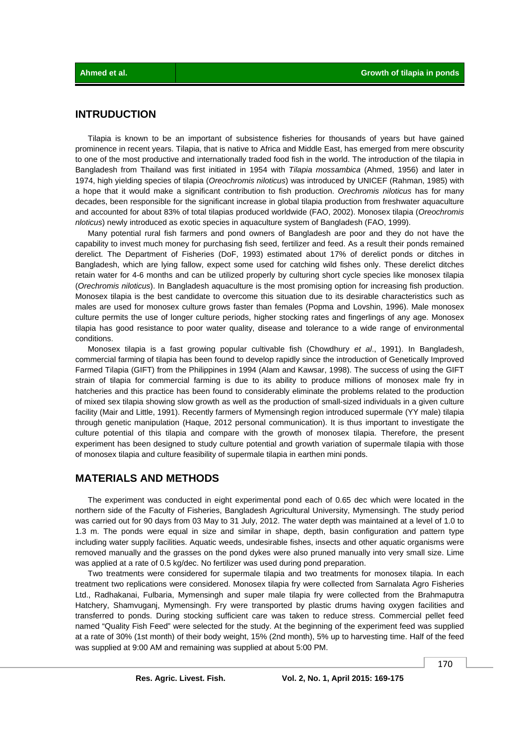## INTRUDUCTION

Tilapia is known to be an important of subsistence fisheries for thousands of years but have gained prominence in recent years. Tilapia, that is native to Africa and Middle East, has emerged from mere obscurity to one of the most productive and internationally traded food fish in the world. The introduction of the tilapia in Bangladesh from Thailand was first initiated in 1954 with *Tilapia mossambica* (Ahmed, 1956) and later in 1974, high yielding species of tilapia (*Oreochromis niloticus*) was introduced by UNICEF (Rahman, 1985) with a hope that it would make a significant contribution to fish production. *Orechromis niloticus* has for many decades, been responsible for the significant increase in global tilapia production from freshwater aquaculture and accounted for about 83% of total tilapias produced worldwide (FAO, 2002). Monosex tilapia (*Oreochromis nloticus*) newly introduced as exotic species in aquaculture system of Bangladesh (FAO, 1999).

Many potential rural fish farmers and pond owners of Bangladesh are poor and they do not have the capability to invest much money for purchasing fish seed, fertilizer and feed. As a result their ponds remained derelict. The Department of Fisheries (DoF, 1993) estimated about 17% of derelict ponds or ditches in Bangladesh, which are lying fallow, expect some used for catching wild fishes only. These derelict ditches retain water for 4-6 months and can be utilized properly by culturing short cycle species like monosex tilapia (*Orechromis niloticus*). In Bangladesh aquaculture is the most promising option for increasing fish production. Monosex tilapia is the best candidate to overcome this situation due to its desirable characteristics such as males are used for monosex culture grows faster than females (Popma and Lovshin, 1996). Male monosex culture permits the use of longer culture periods, higher stocking rates and fingerlings of any age. Monosex tilapia has good resistance to poor water quality, disease and tolerance to a wide range of environmental conditions.

Monosex tilapia is a fast growing popular cultivable fish (Chowdhury *et al*., 1991). In Bangladesh, commercial farming of tilapia has been found to develop rapidly since the introduction of Genetically Improved Farmed Tilapia (GIFT) from the Philippines in 1994 (Alam and Kawsar, 1998). The success of using the GIFT strain of tilapia for commercial farming is due to its ability to produce millions of monosex male fry in hatcheries and this practice has been found to considerably eliminate the problems related to the production of mixed sex tilapia showing slow growth as well as the production of small-sized individuals in a given culture facility (Mair and Little, 1991). Recently farmers of Mymensingh region introduced supermale (YY male) tilapia through genetic manipulation (Haque, 2012 personal communication). It is thus important to investigate the culture potential of this tilapia and compare with the growth of monosex tilapia. Therefore, the present experiment has been designed to study culture potential and growth variation of supermale tilapia with those of monosex tilapia and culture feasibility of supermale tilapia in earthen mini ponds.

## MATERIALS AND METHODS

The experiment was conducted in eight experimental pond each of 0.65 dec which were located in the northern side of the Faculty of Fisheries, Bangladesh Agricultural University, Mymensingh. The study period was carried out for 90 days from 03 May to 31 July, 2012. The water depth was maintained at a level of 1.0 to 1.3 m. The ponds were equal in size and similar in shape, depth, basin configuration and pattern type including water supply facilities. Aquatic weeds, undesirable fishes, insects and other aquatic organisms were removed manually and the grasses on the pond dykes were also pruned manually into very small size. Lime was applied at a rate of 0.5 kg/dec. No fertilizer was used during pond preparation.

Two treatments were considered for supermale tilapia and two treatments for monosex tilapia. In each treatment two replications were considered. Monosex tilapia fry were collected from Sarnalata Agro Fisheries Ltd., Radhakanai, Fulbaria, Mymensingh and super male tilapia fry were collected from the Brahmaputra Hatchery, Shamvuganj, Mymensingh. Fry were transported by plastic drums having oxygen facilities and transferred to ponds. During stocking sufficient care was taken to reduce stress. Commercial pellet feed named "Quality Fish Feed" were selected for the study. At the beginning of the experiment feed was supplied at a rate of 30% (1st month) of their body weight, 15% (2nd month), 5% up to harvesting time. Half of the feed was supplied at 9:00 AM and remaining was supplied at about 5:00 PM.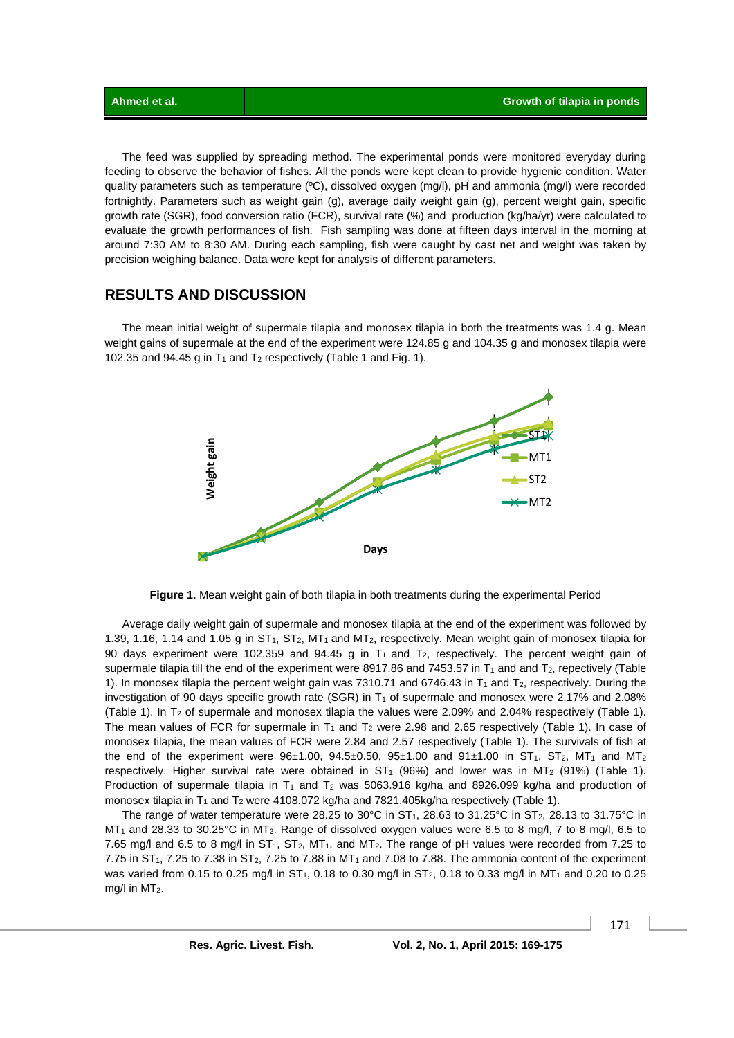The feed was supplied by spreading method. The experimental ponds were monitored everyday during feeding to observe the behavior of fishes. All the ponds were kept clean to provide hygienic condition. Water quality parameters such as temperature (ºC), dissolved oxygen (mg/l), pH and ammonia (mg/l) were recorded fortnightly. Parameters such as weight gain (g), average daily weight gain (g), percent weight gain, specific growth rate (SGR), food conversion ratio (FCR), survival rate (%) and production (kg/ha/yr) were calculated to evaluate the growth performances of fish. Fish sampling was done at fifteen days interval in the morning at around 7:30 AM to 8:30 AM. During each sampling, fish were caught by cast net and weight was taken by precision weighing balance. Data were kept for analysis of different parameters.

## RESULTS AND DISCUSSION

The mean initial weight of supermale tilapia and monosex tilapia in both the treatments was 1.4 g. Mean weight gains of supermale at the end of the experiment were 124.85 g and 104.35 g and monosex tilapia were 102.35 and 94.45 g in $T_1$ and $T_2$ respectively (Table 1 and Fig. 1).

**Figure 1.** Mean weight gain of both tilapia in both treatments during the experimental Period

Average daily weight gain of supermale and monosex tilapia at the end of the experiment was followed by 1.39, 1.16, 1.14 and 1.05 g in $ST_1$, $ST_2$, $MT_1$ and $MT_2$, respectively. Mean weight gain of monosex tilapia for 90 days experiment were 102.359 and 94.45 g in $T_1$ and $T_2$, respectively. The percent weight gain of supermale tilapia till the end of the experiment was 8917.86 and 7453.57 in $T_1$ and and $T_2$, repectively (Table 1). In monosex tilapia the percent weight gain was 7310.71 and 6746.43 in $T_1$ and $T_2$, respectively. During the investigation of 90 days specific growth rate (SGR) in $T_1$ of supermale and monosex were 2.17% and 2.08% (Table 1). In $T_2$ of supermale and monosex tilapia the values were 2.09% and 2.04% respectively (Table 1). The mean values of FCR for supermale in $T_1$ and $T_2$ were 2.98 and 2.65 respectively (Table 1). In case of monosex tilapia, the mean values of FCR were 2.84 and 2.57 respectively (Table 1). The survivals of fish at the end of the experiment were 96±1.00, 94.5±0.50, 95±1.00 and 91±1.00 in $ST_1$, $ST_2$, $MT_1$ and $MT_2$ respectively. Higher survival rate were obtained in $ST_1$ (96%) and lower was in $MT_2$ (91%) (Table 1). Production of supermale tilapia in $T_1$ and $T_2$ was 5063.916 kg/ha and 8926.099 kg/ha and production of monosex tilapia in $T_1$ and $T_2$ were 4108.072 kg/ha and 7821.405kg/ha respectively (Table 1).

The range of water temperature were 28.25 to 30°C in $ST_1$, 28.63 to 31.25°C in $ST_2$, 28.13 to 31.75°C in $MT_1$ and 28.33 to 30.25°C in $MT_2$. Range of dissolved oxygen values were 6.5 to 8 mg/l, 7 to 8 mg/l, 6.5 to 7.65 mg/l and 6.5 to 8 mg/l in $ST_1$, $ST_2$, $MT_1$, and $MT_2$. The range of pH values were recorded from 7.25 to 7.75 in $ST_1$, 7.25 to 7.38 in $ST_2$, 7.25 to 7.88 in $MT_1$ and 7.08 to 7.88. The ammonia content of the experiment was varied from 0.15 to 0.25 mg/l in $ST_1$, 0.18 to 0.30 mg/l in $ST_2$, 0.18 to 0.33 mg/l in $MT_1$ and 0.20 to 0.25 mg/l in $MT_2$.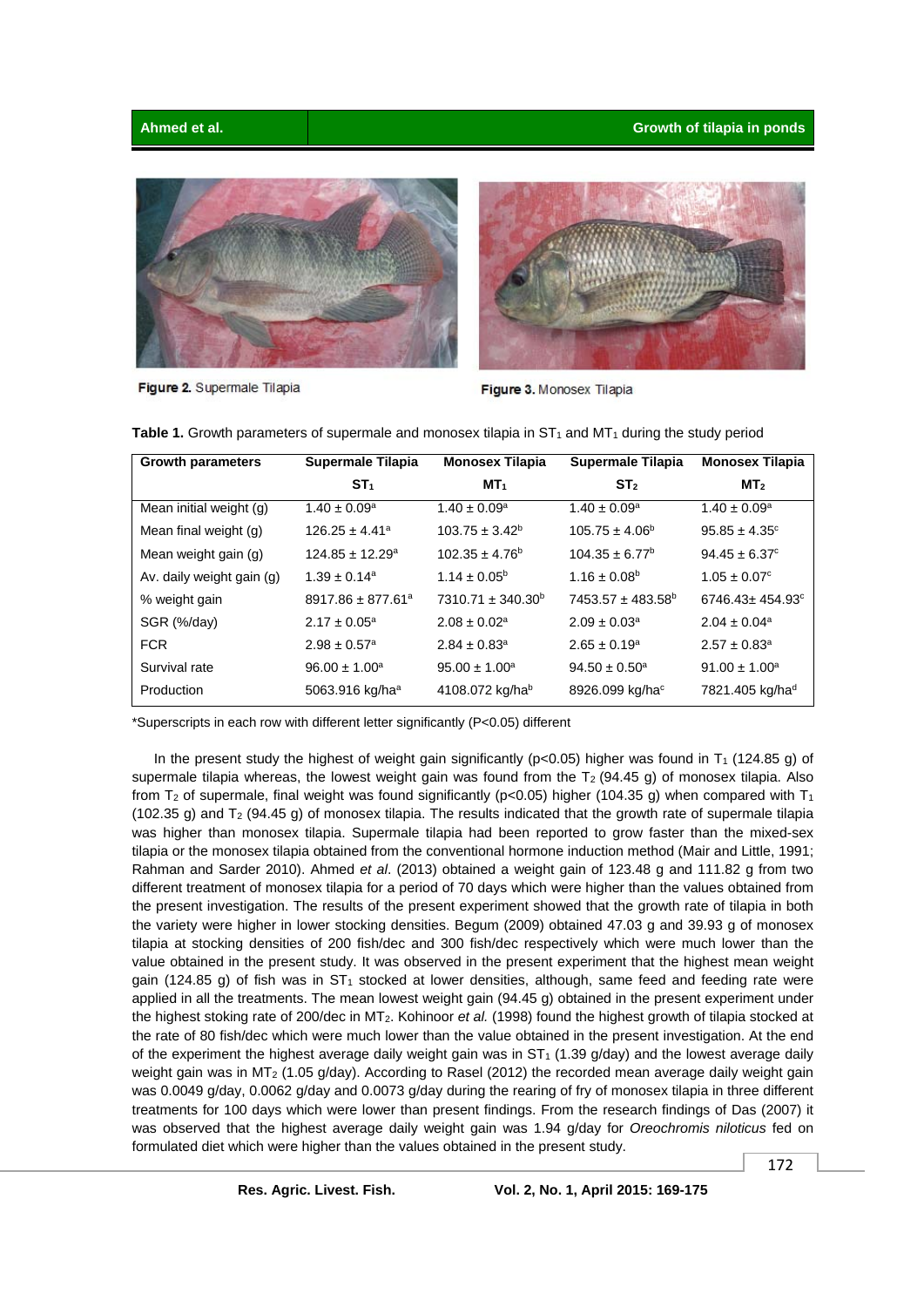Figure 2. Supermale Tilapia

Figure 3. Monosex Tilapia

**Table 1.** Growth parameters of supermale and monosex tilapia in $ST_1$ and $MT_1$ during the study period

| Growth parameters | Supermale Tilapia $ST_1$ | Monosex Tilapia $MT_1$ | Supermale Tilapia $ST_2$ | Monosex Tilapia $MT_2$ |
|---|---|---|---|---|
| Mean initial weight (g) | $1.40 \pm 0.09^a$ | $1.40 \pm 0.09^a$ | $1.40 \pm 0.09^a$ | $1.40 \pm 0.09^a$ |
| Mean final weight (g) | $126.25 \pm 4.41^a$ | $103.75 \pm 3.42^b$ | $105.75 \pm 4.06^b$ | $95.85 \pm 4.35^c$ |
| Mean weight gain (g) | $124.85 \pm 12.29^a$ | $102.35 \pm 4.76^b$ | $104.35 \pm 6.77^b$ | $94.45 \pm 6.37^c$ |
| Av. daily weight gain (g) | $1.39 \pm 0.14^a$ | $1.14 \pm 0.05^b$ | $1.16 \pm 0.08^b$ | $1.05 \pm 0.07^c$ |
| % weight gain | $8917.86 \pm 877.61^a$ | $7310.71 \pm 340.30^b$ | $7453.57 \pm 483.58^b$ | $6746.43 \pm 454.93^c$ |
| SGR (%/day) | $2.17 \pm 0.05^a$ | $2.08 \pm 0.02^a$ | $2.09 \pm 0.03^a$ | $2.04 \pm 0.04^a$ |
| FCR | $2.98 \pm 0.57^a$ | $2.84 \pm 0.83^a$ | $2.65 \pm 0.19^a$ | $2.57 \pm 0.83^a$ |
| Survival rate | $96.00 \pm 1.00^a$ | $95.00 \pm 1.00^a$ | $94.50 \pm 0.50^a$ | $91.00 \pm 1.00^a$ |
| Production | 5063.916 kg/ha[a] | 4108.072 kg/ha[b] | 8926.099 kg/ha[c] | 7821.405 kg/ha[d] |

*Superscripts in each row with different letter significantly (P<0.05) different

In the present study the highest of weight gain significantly ($p<0.05$) higher was found in $T_1$ (124.85 g) of supermale tilapia whereas, the lowest weight gain was found from the $T_2$ (94.45 g) of monosex tilapia. Also from $T_2$ of supermale, final weight was found significantly ($p<0.05$) higher (104.35 g) when compared with $T_1$ (102.35 g) and $T_2$ (94.45 g) of monosex tilapia. The results indicated that the growth rate of supermale tilapia was higher than monosex tilapia. Supermale tilapia had been reported to grow faster than the mixed-sex tilapia or the monosex tilapia obtained from the conventional hormone induction method (Mair and Little, 1991; Rahman and Sarder 2010). Ahmed *et al*. (2013) obtained a weight gain of 123.48 g and 111.82 g from two different treatment of monosex tilapia for a period of 70 days which were higher than the values obtained from the present investigation. The results of the present experiment showed that the growth rate of tilapia in both the variety were higher in lower stocking densities. Begum (2009) obtained 47.03 g and 39.93 g of monosex tilapia at stocking densities of 200 fish/dec and 300 fish/dec respectively which were much lower than the value obtained in the present study. It was observed in the present experiment that the highest mean weight gain (124.85 g) of fish was in $ST_1$ stocked at lower densities, although, same feed and feeding rate were applied in all the treatments. The mean lowest weight gain (94.45 g) obtained in the present experiment under the highest stoking rate of 200/dec in $MT_2$. Kohinoor *et al.* (1998) found the highest growth of tilapia stocked at the rate of 80 fish/dec which were much lower than the value obtained in the present investigation. At the end of the experiment the highest average daily weight gain was in $ST_1$ (1.39 g/day) and the lowest average daily weight gain was in $MT_2$ (1.05 g/day). According to Rasel (2012) the recorded mean average daily weight gain was 0.0049 g/day, 0.0062 g/day and 0.0073 g/day during the rearing of fry of monosex tilapia in three different treatments for 100 days which were lower than present findings. From the research findings of Das (2007) it was observed that the highest average daily weight gain was 1.94 g/day for *Oreochromis niloticus* fed on formulated diet which were higher than the values obtained in the present study.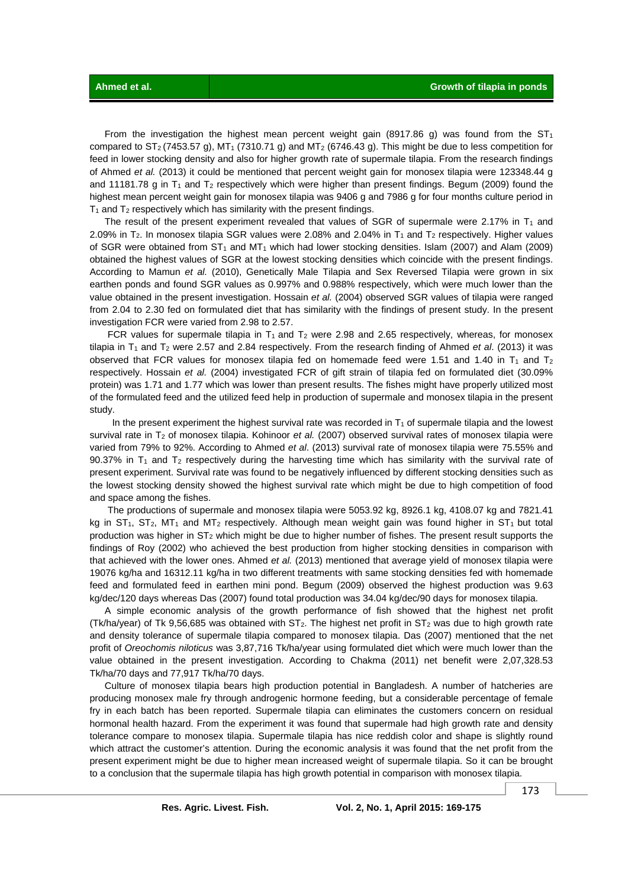From the investigation the highest mean percent weight gain (8917.86 g) was found from the $ST_1$ compared to $ST_2$ (7453.57 g), $MT_1$ (7310.71 g) and $MT_2$ (6746.43 g). This might be due to less competition for feed in lower stocking density and also for higher growth rate of supermale tilapia. From the research findings of Ahmed *et al.* (2013) it could be mentioned that percent weight gain for monosex tilapia were 123348.44 g and 11181.78 g in $T_1$ and $T_2$ respectively which were higher than present findings. Begum (2009) found the highest mean percent weight gain for monosex tilapia was 9406 g and 7986 g for four months culture period in $T_1$ and $T_2$ respectively which has similarity with the present findings.

The result of the present experiment revealed that values of SGR of supermale were 2.17% in $T_1$ and 2.09% in $T_2$. In monosex tilapia SGR values were 2.08% and 2.04% in $T_1$ and $T_2$ respectively. Higher values of SGR were obtained from $ST_1$ and $MT_1$ which had lower stocking densities. Islam (2007) and Alam (2009) obtained the highest values of SGR at the lowest stocking densities which coincide with the present findings. According to Mamun *et al.* (2010), Genetically Male Tilapia and Sex Reversed Tilapia were grown in six earthen ponds and found SGR values as 0.997% and 0.988% respectively, which were much lower than the value obtained in the present investigation. Hossain *et al.* (2004) observed SGR values of tilapia were ranged from 2.04 to 2.30 fed on formulated diet that has similarity with the findings of present study. In the present investigation FCR were varied from 2.98 to 2.57.

FCR values for supermale tilapia in $T_1$ and $T_2$ were 2.98 and 2.65 respectively, whereas, for monosex tilapia in $T_1$ and $T_2$ were 2.57 and 2.84 respectively. From the research finding of Ahmed *et al*. (2013) it was observed that FCR values for monosex tilapia fed on homemade feed were 1.51 and 1.40 in $T_1$ and $T_2$ respectively. Hossain *et al.* (2004) investigated FCR of gift strain of tilapia fed on formulated diet (30.09% protein) was 1.71 and 1.77 which was lower than present results. The fishes might have properly utilized most of the formulated feed and the utilized feed help in production of supermale and monosex tilapia in the present study.

In the present experiment the highest survival rate was recorded in $T_1$ of supermale tilapia and the lowest survival rate in $T_2$ of monosex tilapia. Kohinoor *et al.* (2007) observed survival rates of monosex tilapia were varied from 79% to 92%. According to Ahmed *et al*. (2013) survival rate of monosex tilapia were 75.55% and 90.37% in $T_1$ and $T_2$ respectively during the harvesting time which has similarity with the survival rate of present experiment. Survival rate was found to be negatively influenced by different stocking densities such as the lowest stocking density showed the highest survival rate which might be due to high competition of food and space among the fishes.

The productions of supermale and monosex tilapia were 5053.92 kg, 8926.1 kg, 4108.07 kg and 7821.41 kg in $ST_1$, $ST_2$, $MT_1$ and $MT_2$ respectively. Although mean weight gain was found higher in $ST_1$ but total production was higher in $ST_2$ which might be due to higher number of fishes. The present result supports the findings of Roy (2002) who achieved the best production from higher stocking densities in comparison with that achieved with the lower ones. Ahmed *et al.* (2013) mentioned that average yield of monosex tilapia were 19076 kg/ha and 16312.11 kg/ha in two different treatments with same stocking densities fed with homemade feed and formulated feed in earthen mini pond. Begum (2009) observed the highest production was 9.63 kg/dec/120 days whereas Das (2007) found total production was 34.04 kg/dec/90 days for monosex tilapia.

A simple economic analysis of the growth performance of fish showed that the highest net profit (Tk/ha/year) of Tk 9,56,685 was obtained with $ST_2$. The highest net profit in $ST_2$ was due to high growth rate and density tolerance of supermale tilapia compared to monosex tilapia. Das (2007) mentioned that the net profit of *Oreochomis niloticus* was 3,87,716 Tk/ha/year using formulated diet which were much lower than the value obtained in the present investigation. According to Chakma (2011) net benefit were 2,07,328.53 Tk/ha/70 days and 77,917 Tk/ha/70 days.

Culture of monosex tilapia bears high production potential in Bangladesh. A number of hatcheries are producing monosex male fry through androgenic hormone feeding, but a considerable percentage of female fry in each batch has been reported. Supermale tilapia can eliminates the customers concern on residual hormonal health hazard. From the experiment it was found that supermale had high growth rate and density tolerance compare to monosex tilapia. Supermale tilapia has nice reddish color and shape is slightly round which attract the customer's attention. During the economic analysis it was found that the net profit from the present experiment might be due to higher mean increased weight of supermale tilapia. So it can be brought to a conclusion that the supermale tilapia has high growth potential in comparison with monosex tilapia.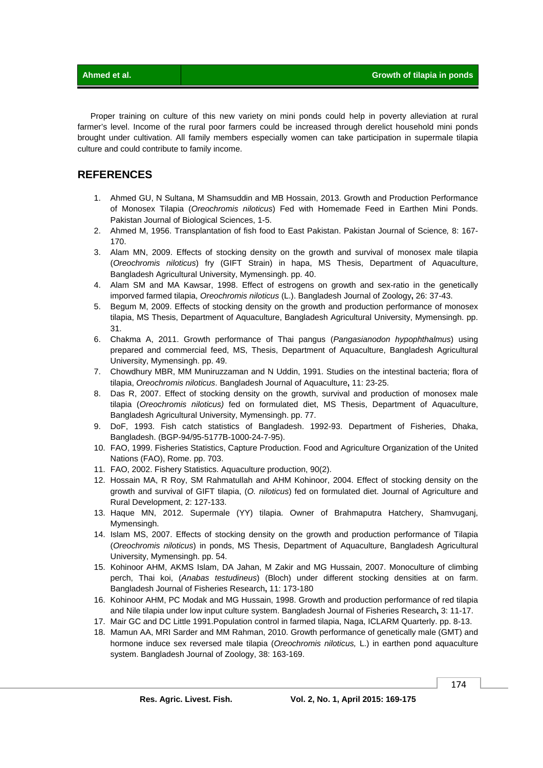Proper training on culture of this new variety on mini ponds could help in poverty alleviation at rural farmer's level. Income of the rural poor farmers could be increased through derelict household mini ponds brought under cultivation. All family members especially women can take participation in supermale tilapia culture and could contribute to family income.

## REFERENCES

1. Ahmed GU, N Sultana, M Shamsuddin and MB Hossain, 2013. Growth and Production Performance of Monosex Tilapia (*Oreochromis niloticus*) Fed with Homemade Feed in Earthen Mini Ponds. Pakistan Journal of Biological Sciences, 1-5.
2. Ahmed M, 1956. Transplantation of fish food to East Pakistan. Pakistan Journal of Science*,* 8: 167-170.
3. Alam MN, 2009. Effects of stocking density on the growth and survival of monosex male tilapia (*Oreochromis niloticus*) fry (GIFT Strain) in hapa, MS Thesis, Department of Aquaculture, Bangladesh Agricultural University, Mymensingh. pp. 40.
4. Alam SM and MA Kawsar, 1998. Effect of estrogens on growth and sex-ratio in the genetically imporved farmed tilapia, *Oreochromis niloticus* (L.). Bangladesh Journal of Zoology**,** 26: 37-43.
5. Begum M, 2009. Effects of stocking density on the growth and production performance of monosex tilapia, MS Thesis, Department of Aquaculture, Bangladesh Agricultural University, Mymensingh. pp. 31.
6. Chakma A, 2011. Growth performance of Thai pangus (*Pangasianodon hypophthalmus*) using prepared and commercial feed, MS, Thesis, Department of Aquaculture, Bangladesh Agricultural University, Mymensingh. pp. 49.
7. Chowdhury MBR, MM Muniruzzaman and N Uddin, 1991. Studies on the intestinal bacteria; flora of tilapia, *Oreochromis niloticus*. Bangladesh Journal of Aquaculture**,** 11: 23-25.
8. Das R, 2007. Effect of stocking density on the growth, survival and production of monosex male tilapia (*Oreochromis niloticus)* fed on formulated diet, MS Thesis, Department of Aquaculture, Bangladesh Agricultural University, Mymensingh. pp. 77.
9. DoF, 1993. Fish catch statistics of Bangladesh. 1992-93. Department of Fisheries, Dhaka, Bangladesh. (BGP-94/95-5177B-1000-24-7-95).
10. FAO, 1999. Fisheries Statistics, Capture Production. Food and Agriculture Organization of the United Nations (FAO), Rome. pp. 703.
11. FAO, 2002. Fishery Statistics. Aquaculture production, 90(2).
12. Hossain MA, R Roy, SM Rahmatullah and AHM Kohinoor, 2004. Effect of stocking density on the growth and survival of GIFT tilapia, (*O. niloticus*) fed on formulated diet. Journal of Agriculture and Rural Development, 2: 127-133.
13. Haque MN, 2012. Supermale (YY) tilapia. Owner of Brahmaputra Hatchery, Shamvuganj, Mymensingh.
14. Islam MS, 2007. Effects of stocking density on the growth and production performance of Tilapia (*Oreochromis niloticus*) in ponds, MS Thesis, Department of Aquaculture, Bangladesh Agricultural University, Mymensingh. pp. 54.
15. Kohinoor AHM, AKMS Islam, DA Jahan, M Zakir and MG Hussain, 2007. Monoculture of climbing perch, Thai koi, (*Anabas testudineus*) (Bloch) under different stocking densities at on farm. Bangladesh Journal of Fisheries Research**,** 11: 173-180
16. Kohinoor AHM, PC Modak and MG Hussain, 1998. Growth and production performance of red tilapia and Nile tilapia under low input culture system. Bangladesh Journal of Fisheries Research**,** 3: 11-17.
17. Mair GC and DC Little 1991.Population control in farmed tilapia, Naga, ICLARM Quarterly. pp. 8-13.
18. Mamun AA, MRI Sarder and MM Rahman, 2010. Growth performance of genetically male (GMT) and hormone induce sex reversed male tilapia (*Oreochromis niloticus,* L.) in earthen pond aquaculture system. Bangladesh Journal of Zoology, 38: 163-169.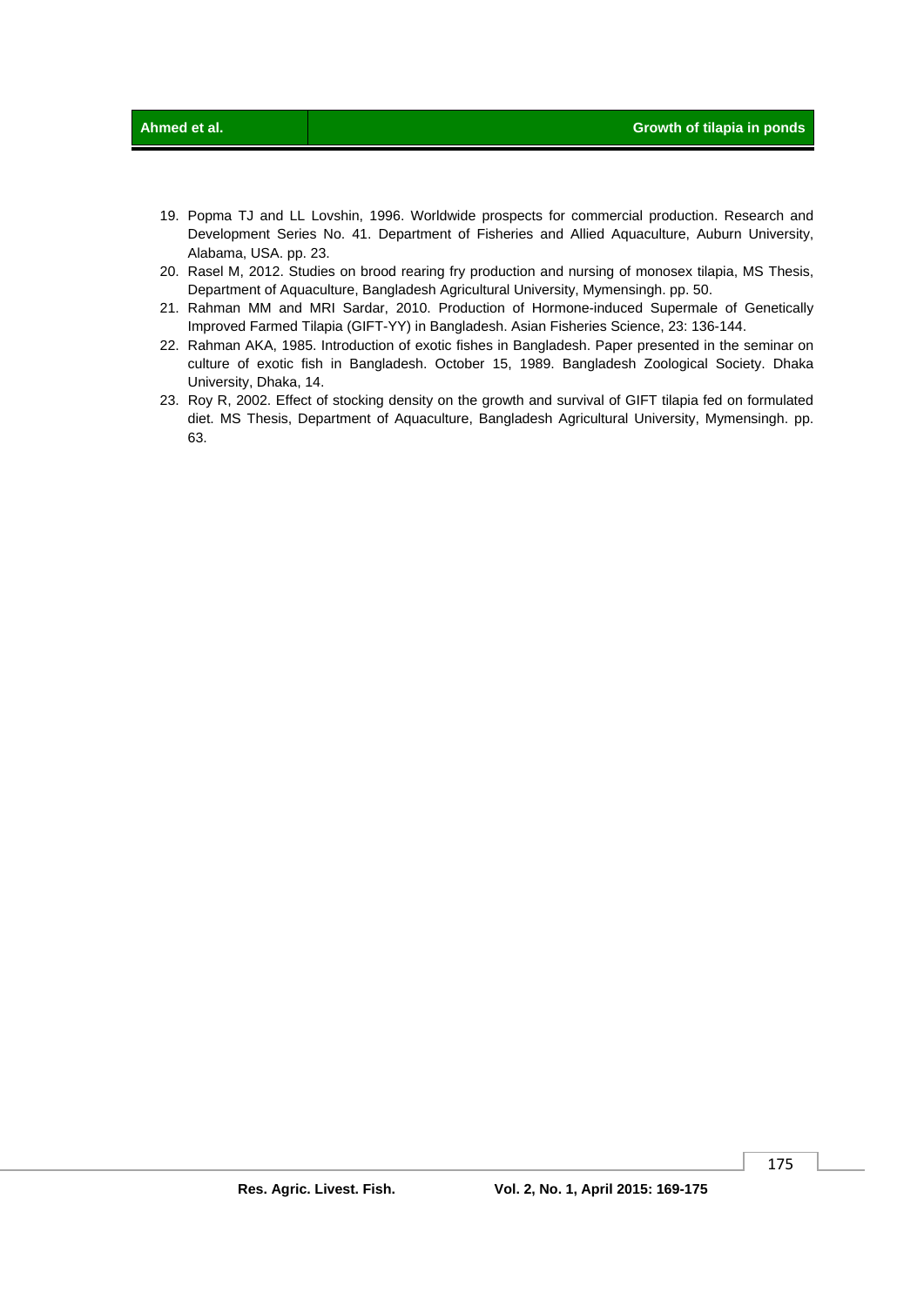19. Popma TJ and LL Lovshin, 1996. Worldwide prospects for commercial production. Research and Development Series No. 41. Department of Fisheries and Allied Aquaculture, Auburn University, Alabama, USA. pp. 23.
20. Rasel M, 2012. Studies on brood rearing fry production and nursing of monosex tilapia, MS Thesis, Department of Aquaculture, Bangladesh Agricultural University, Mymensingh. pp. 50.
21. Rahman MM and MRI Sardar, 2010. Production of Hormone-induced Supermale of Genetically Improved Farmed Tilapia (GIFT-YY) in Bangladesh. Asian Fisheries Science, 23: 136-144.
22. Rahman AKA, 1985. Introduction of exotic fishes in Bangladesh. Paper presented in the seminar on culture of exotic fish in Bangladesh. October 15, 1989. Bangladesh Zoological Society. Dhaka University, Dhaka, 14.
23. Roy R, 2002. Effect of stocking density on the growth and survival of GIFT tilapia fed on formulated diet. MS Thesis, Department of Aquaculture, Bangladesh Agricultural University, Mymensingh. pp. 63.